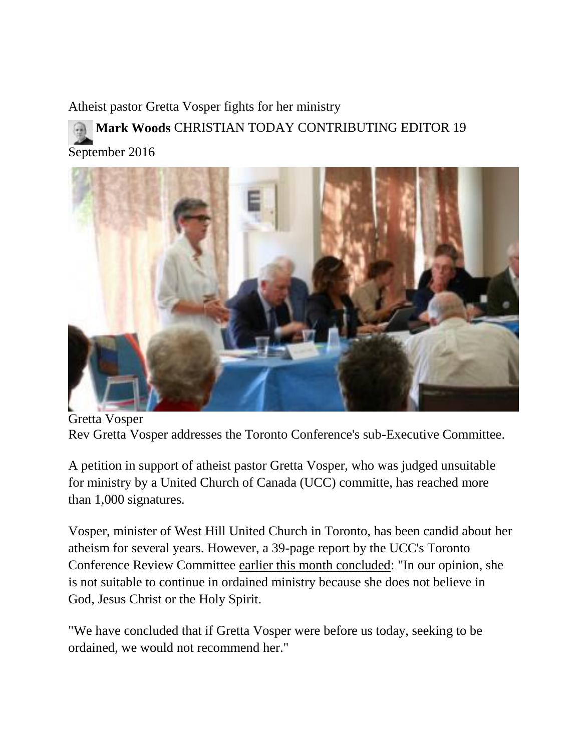# Atheist pastor Gretta Vosper fights for her ministry

**Mark Woods** CHRISTIAN TODAY CONTRIBUTING EDITOR 19 September 2016

Gretta Vosper
Rev Gretta Vosper addresses the Toronto Conference's sub-Executive Committee.

A petition in support of atheist pastor Gretta Vosper, who was judged unsuitable for ministry by a United Church of Canada (UCC) committe, has reached more than 1,000 signatures.

Vosper, minister of West Hill United Church in Toronto, has been candid about her atheism for several years. However, a 39-page report by the UCC's Toronto Conference Review Committee earlier this month concluded: "In our opinion, she is not suitable to continue in ordained ministry because she does not believe in God, Jesus Christ or the Holy Spirit.

"We have concluded that if Gretta Vosper were before us today, seeking to be ordained, we would not recommend her."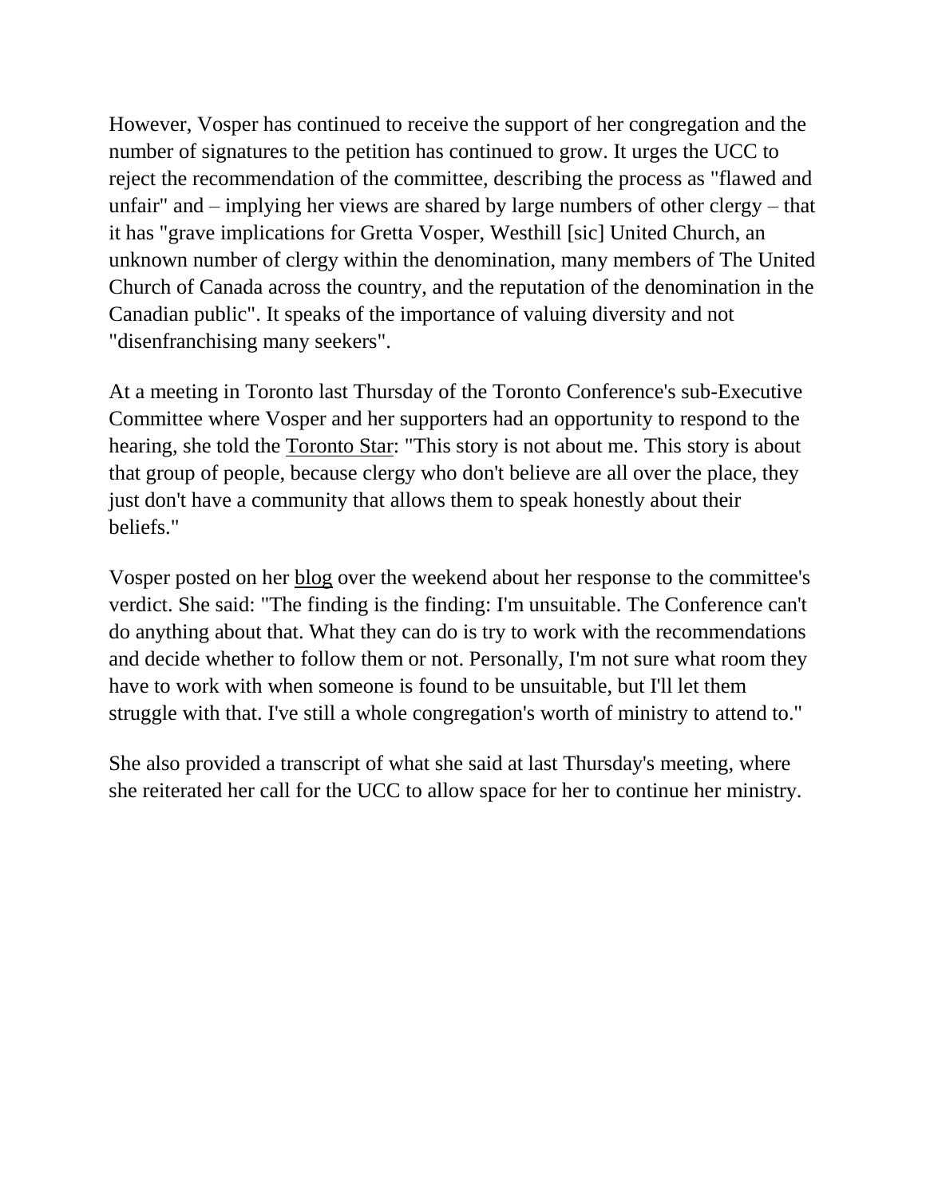However, Vosper has continued to receive the support of her congregation and the number of signatures to the petition has continued to grow. It urges the UCC to reject the recommendation of the committee, describing the process as "flawed and unfair" and – implying her views are shared by large numbers of other clergy – that it has "grave implications for Gretta Vosper, Westhill [sic] United Church, an unknown number of clergy within the denomination, many members of The United Church of Canada across the country, and the reputation of the denomination in the Canadian public". It speaks of the importance of valuing diversity and not "disenfranchising many seekers".

At a meeting in Toronto last Thursday of the Toronto Conference's sub-Executive Committee where Vosper and her supporters had an opportunity to respond to the hearing, she told the Toronto Star: "This story is not about me. This story is about that group of people, because clergy who don't believe are all over the place, they just don't have a community that allows them to speak honestly about their beliefs."

Vosper posted on her blog over the weekend about her response to the committee's verdict. She said: "The finding is the finding: I'm unsuitable. The Conference can't do anything about that. What they can do is try to work with the recommendations and decide whether to follow them or not. Personally, I'm not sure what room they have to work with when someone is found to be unsuitable, but I'll let them struggle with that. I've still a whole congregation's worth of ministry to attend to."

She also provided a transcript of what she said at last Thursday's meeting, where she reiterated her call for the UCC to allow space for her to continue her ministry.